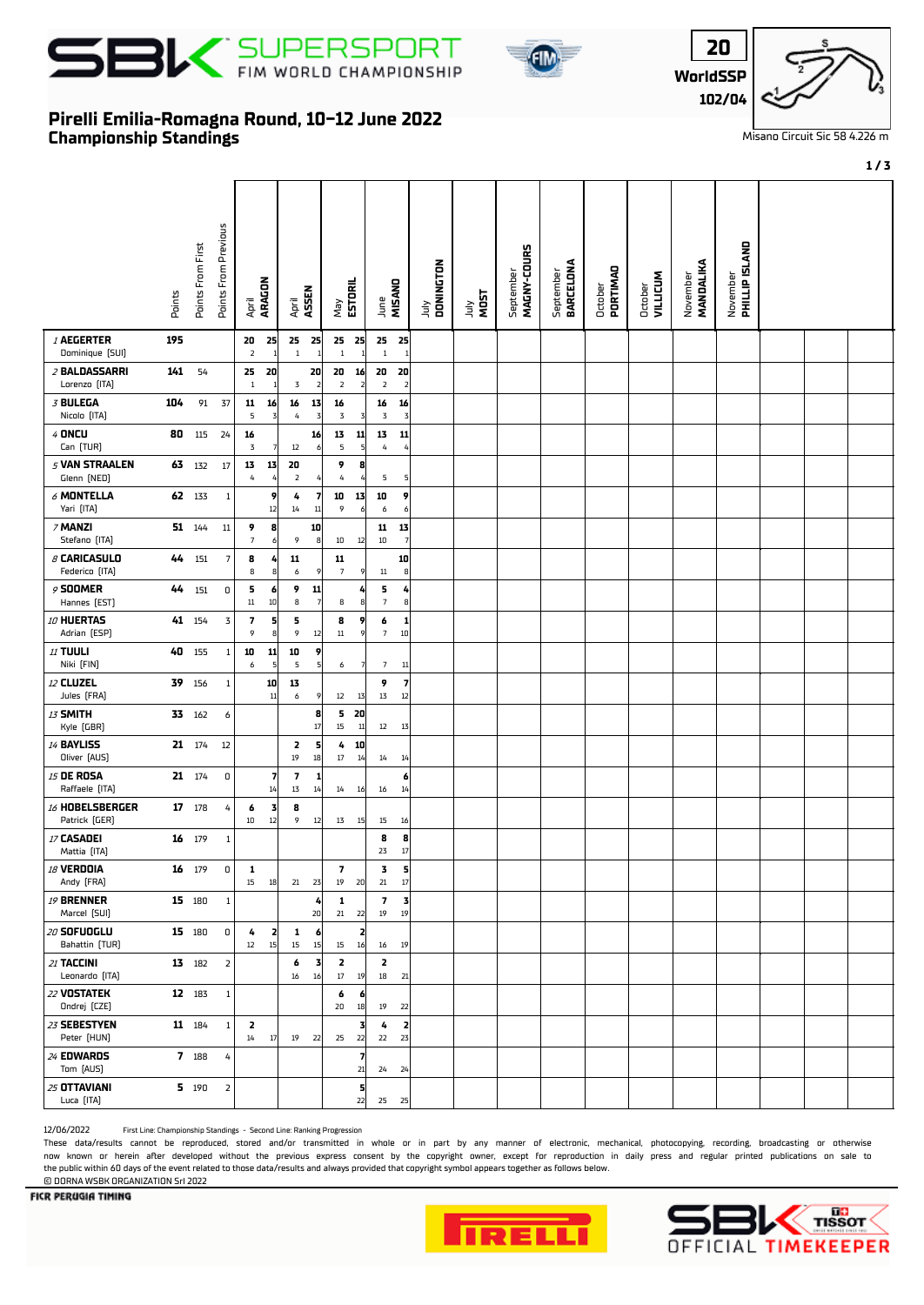# Pirelli Emilia-Romagna Round, 10-12 June 2022

## Championship Standings

**20 WorldSSP 102/04**

Misano Circuit Sic 58 4.226 m

| Rider | Points | Points From First | Points From Previous | April ARAGON R1 | April ARAGON R2 | April ASSEN R1 | April ASSEN R2 | May ESTORIL R1 | May ESTORIL R2 | June MISANO R1 | June MISANO R2 | July DONINGTON | July MOST | September MAGNY-COURS | September BARCELONA | October PORTIMAO | October VILLICUM | November MANDALIKA | November PHILLIP ISLAND |
|---|---|---|---|---|---|---|---|---|---|---|---|---|---|---|---|---|---|---|---|
| 1 AEGERTER Dominique [SUI] | 195 | | | 20 / 2 | 25 / 1 | 25 / 1 | 25 / 1 | 25 / 1 | 25 / 1 | 25 / 1 | 25 / 1 | | | | | | | | |
| 2 BALDASSARRI Lorenzo [ITA] | 141 | 54 | | 25 / 1 | 20 / 1 | / 3 | 20 / 2 | 20 / 2 | 16 / 2 | 20 / 2 | 20 / 2 | | | | | | | | |
| 3 BULEGA Nicolo [ITA] | 104 | 91 | 37 | 11 / 5 | 16 / 3 | 16 / 4 | 13 / 3 | 16 / 3 | / 3 | 16 / 3 | 16 / 3 | | | | | | | | |
| 4 ONCU Can [TUR] | 80 | 115 | 24 | 16 / 3 | / 7 | / 12 | 16 / 6 | 13 / 5 | 11 / 5 | 13 / 4 | 11 / 4 | | | | | | | | |
| 5 VAN STRAALEN Glenn [NED] | 63 | 132 | 17 | 13 / 4 | 13 / 4 | 20 / 2 | / 4 | 9 / 4 | 8 / 4 | / 5 | / 5 | | | | | | | | |
| 6 MONTELLA Yari [ITA] | 62 | 133 | 1 | | 9 / 12 | 4 / 14 | 7 / 11 | 10 / 9 | 13 / 6 | 10 / 6 | 9 / 6 | | | | | | | | |
| 7 MANZI Stefano [ITA] | 51 | 144 | 11 | 9 / 7 | 8 / 6 | / 9 | 10 / 8 | / 10 | / 12 | 11 / 10 | 13 / 7 | | | | | | | | |
| 8 CARICASULO Federico [ITA] | 44 | 151 | 7 | 8 / 8 | 4 / 8 | 11 / 6 | / 9 | 11 / 7 | / 9 | / 11 | 10 / 8 | | | | | | | | |
| 9 SOOMER Hannes [EST] | 44 | 151 | 0 | 5 / 11 | 6 / 10 | 9 / 8 | 11 / 7 | / 8 | 4 / 8 | 5 / 7 | 4 / 8 | | | | | | | | |
| 10 HUERTAS Adrian [ESP] | 41 | 154 | 3 | 7 / 9 | 5 / 8 | 5 / 9 | / 12 | 8 / 11 | 9 / 9 | 6 / 7 | 1 / 10 | | | | | | | | |
| 11 TUULI Niki [FIN] | 40 | 155 | 1 | 10 / 6 | 11 / 5 | 10 / 5 | 9 / 5 | / 6 | / 7 | / 7 | / 11 | | | | | | | | |
| 12 CLUZEL Jules [FRA] | 39 | 156 | 1 | | 10 / 11 | 13 / 6 | / 9 | / 12 | / 13 | 9 / 13 | 7 / 12 | | | | | | | | |
| 13 SMITH Kyle [GBR] | 33 | 162 | 6 | | | | 8 / 17 | 5 / 15 | 20 / 11 | / 12 | / 13 | | | | | | | | |
| 14 BAYLISS Oliver [AUS] | 21 | 174 | 12 | | | 2 / 19 | 5 / 18 | 4 / 17 | 10 / 14 | / 14 | / 14 | | | | | | | | |
| 15 DE ROSA Raffaele [ITA] | 21 | 174 | 0 | | 7 / 14 | 7 / 13 | 1 / 14 | / 14 | / 16 | / 16 | 6 / 14 | | | | | | | | |
| 16 HOBELSBERGER Patrick [GER] | 17 | 178 | 4 | 6 / 10 | 3 / 12 | 8 / 9 | / 12 | / 13 | / 15 | / 15 | / 16 | | | | | | | | |
| 17 CASADEI Mattia [ITA] | 16 | 179 | 1 | | | | | | | 8 / 23 | 8 / 17 | | | | | | | | |
| 18 VERDOIA Andy [FRA] | 16 | 179 | 0 | 1 / 15 | / 18 | / 21 | / 23 | 7 / 19 | / 20 | 3 / 21 | 5 / 17 | | | | | | | | |
| 19 BRENNER Marcel [SUI] | 15 | 180 | 1 | | | | 4 / 20 | 1 / 21 | / 22 | 7 / 19 | 3 / 19 | | | | | | | | |
| 20 SOFUOGLU Bahattin [TUR] | 15 | 180 | 0 | 4 / 12 | 2 / 15 | 1 / 15 | 6 / 15 | / 15 | 2 / 16 | / 16 | / 19 | | | | | | | | |
| 21 TACCINI Leonardo [ITA] | 13 | 182 | 2 | | | 6 / 16 | 3 / 16 | 2 / 17 | / 19 | 2 / 18 | / 21 | | | | | | | | |
| 22 VOSTATEK Ondrej [CZE] | 12 | 183 | 1 | | | | | 6 / 20 | 6 / 18 | / 19 | / 22 | | | | | | | | |
| 23 SEBESTYEN Peter [HUN] | 11 | 184 | 1 | 2 / 14 | / 17 | / 19 | / 22 | / 25 | 3 / 22 | 4 / 22 | 2 / 23 | | | | | | | | |
| 24 EDWARDS Tom [AUS] | 7 | 188 | 4 | | | | | | 7 / 21 | / 24 | / 24 | | | | | | | | |
| 25 OTTAVIANI Luca [ITA] | 5 | 190 | 2 | | | | | | 5 / 22 | / 25 | / 25 | | | | | | | | |

12/06/2022 First Line: Championship Standings - Second Line: Ranking Progression

These data/results cannot be reproduced, stored and/or transmitted in whole or in part by any manner of electronic, mechanical, photocopying, recording, broadcasting or otherwise now known or herein after developed without the previous express consent by the copyright owner, except for reproduction in daily press and regular printed publications on sale to the public within 60 days of the event related to those data/results and always provided that copyright symbol appears together as follows below.

© DORNA WSBK ORGANIZATION Srl 2022

FICR PERUGIA TIMING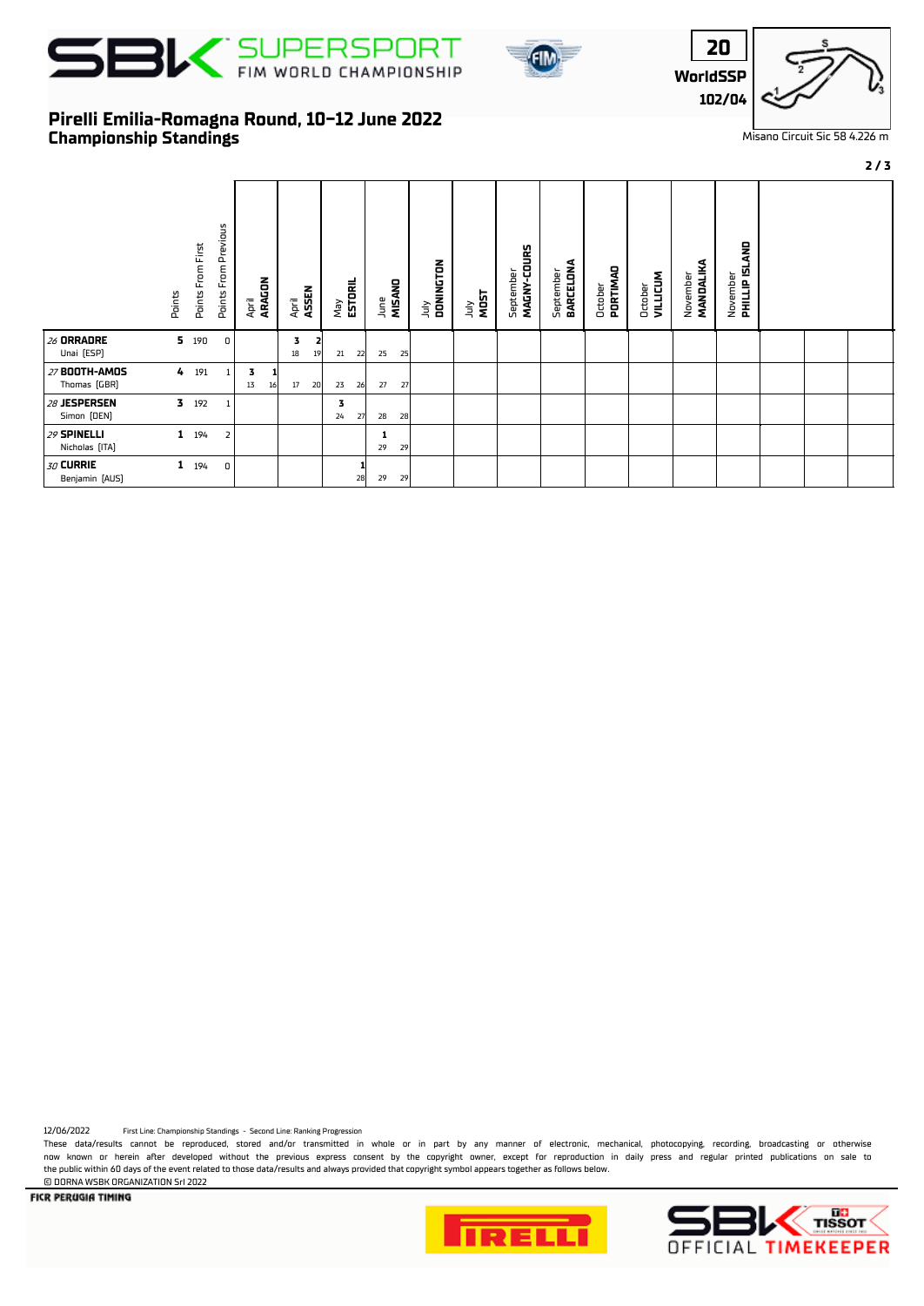# SBK SUPERSPORT FIM WORLD CHAMPIONSHIP

**20**
**WorldSSP**
**102/04**

Misano Circuit Sic 58 4.226 m

## Pirelli Emilia-Romagna Round, 10–12 June 2022
## Championship Standings

| Rider | Points | Points From First | Points From Previous | April ARAGON | April ASSEN | May ESTORIL | June MISANO | July DONINGTON | July MOST | September MAGNY-COURS | September BARCELONA | October PORTIMAO | October VILLICUM | November MANDALIKA | November PHILLIP ISLAND | | | |
|---|---|---|---|---|---|---|---|---|---|---|---|---|---|---|---|---|---|---|
| 26 **ORRADRE** Unai [ESP] | **5** | 190 | 0 | | **3** **2** / 18 19 | 21 22 | 25 25 | | | | | | | | | | | |
| 27 **BOOTH-AMOS** Thomas [GBR] | **4** | 191 | 1 | **3** **1** / 13 16 | 17 20 | 23 26 | 27 27 | | | | | | | | | | | |
| 28 **JESPERSEN** Simon [DEN] | **3** | 192 | 1 | | | **3** / 24 27 | 28 28 | | | | | | | | | | | |
| 29 **SPINELLI** Nicholas [ITA] | **1** | 194 | 2 | | | | **1** / 29 29 | | | | | | | | | | | |
| 30 **CURRIE** Benjamin [AUS] | **1** | 194 | 0 | | | **1** / 28 | 29 29 | | | | | | | | | | | |

12/06/2022 First Line: Championship Standings - Second Line: Ranking Progression

These data/results cannot be reproduced, stored and/or transmitted in whole or in part by any manner of electronic, mechanical, photocopying, recording, broadcasting or otherwise now known or herein after developed without the previous express consent by the copyright owner, except for reproduction in daily press and regular printed publications on sale to the public within 60 days of the event related to those data/results and always provided that copyright symbol appears together as follows below.
© DORNA WSBK ORGANIZATION Srl 2022

FICR PERUGIA TIMING

SBK OFFICIAL TIMEKEEPER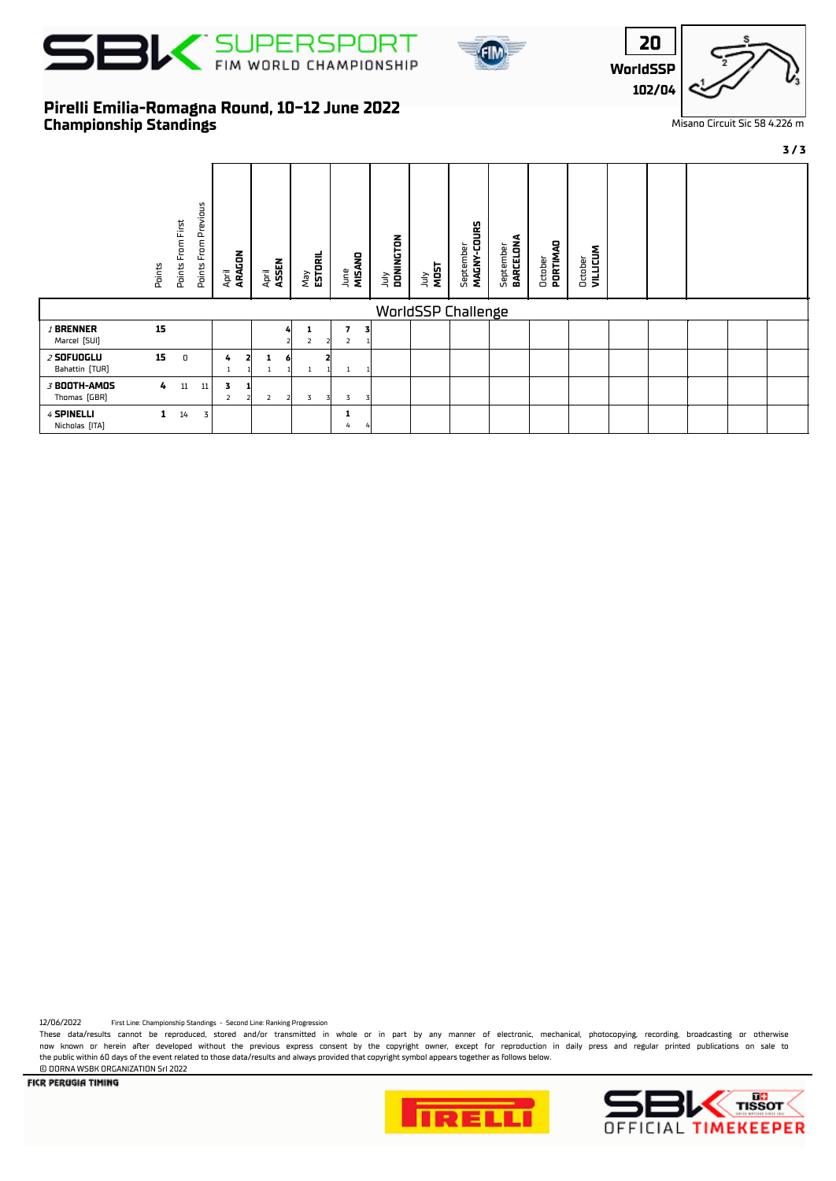# Pirelli Emilia-Romagna Round, 10-12 June 2022
## Championship Standings

### WorldSSP Challenge

Cell format: points scored (ranking progression). "—" means no entry.

| Rider | Points | Points From First | Points From Previous | April ARAGON R1 | April ARAGON R2 | April ASSEN R1 | April ASSEN R2 | May ESTORIL R1 | May ESTORIL R2 | June MISANO R1 | June MISANO R2 | July DONINGTON | July MOST | September MAGNY-COURS | September BARCELONA | October PORTIMAO | October VILLICUM |
|---|---|---|---|---|---|---|---|---|---|---|---|---|---|---|---|---|---|
| 1 **BRENNER** Marcel [SUI] | **15** | | | — | — | — | **4** (2) | **1** (2) | (2) | **7** (2) | **3** (1) | | | | | | |
| 2 **SOFUOGLU** Bahattin [TUR] | **15** | 0 | | **4** (1) | **2** (1) | **1** (1) | **6** (1) | (1) | **2** (1) | (1) | (1) | | | | | | |
| 3 **BOOTH-AMOS** Thomas [GBR] | **4** | 11 | 11 | **3** (2) | **1** (2) | (2) | (2) | (3) | (3) | (3) | (3) | | | | | | |
| 4 **SPINELLI** Nicholas [ITA] | **1** | 14 | 3 | — | — | — | — | — | — | **1** (4) | (4) | | | | | | |

12/06/2022 First Line: Championship Standings - Second Line: Ranking Progression

These data/results cannot be reproduced, stored and/or transmitted in whole or in part by any manner of electronic, mechanical, photocopying, recording, broadcasting or otherwise now known or herein after developed without the previous express consent by the copyright owner, except for reproduction in daily press and regular printed publications on sale to the public within 60 days of the event related to those data/results and always provided that copyright symbol appears together as follows below.

© DORNA WSBK ORGANIZATION Srl 2022